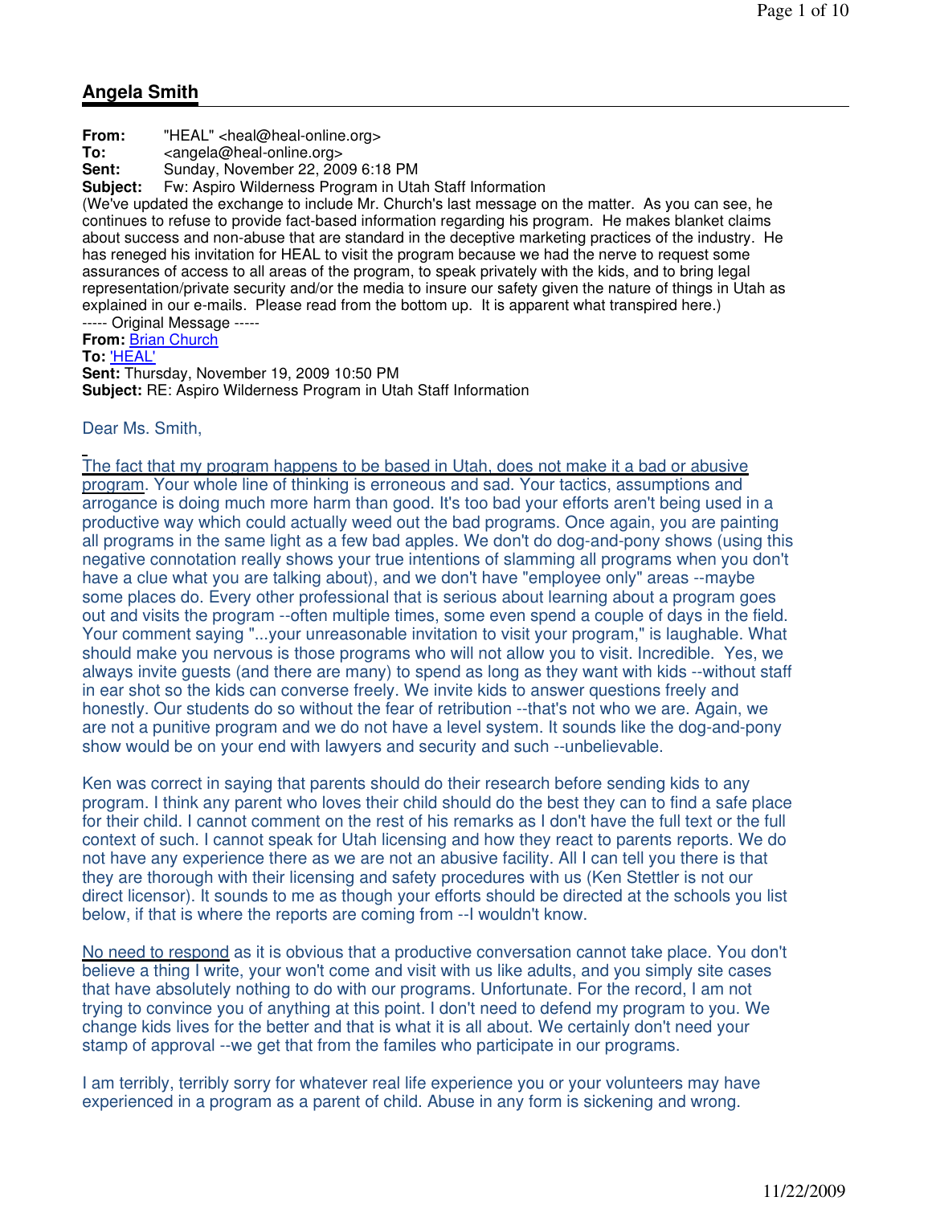## Angela Smith

**From:** "HEAL" <heal@heal-online.org>
**To:** <angela@heal-online.org>
**Sent:** Sunday, November 22, 2009 6:18 PM
**Subject:** Fw: Aspiro Wilderness Program in Utah Staff Information

(We've updated the exchange to include Mr. Church's last message on the matter. As you can see, he continues to refuse to provide fact-based information regarding his program. He makes blanket claims about success and non-abuse that are standard in the deceptive marketing practices of the industry. He has reneged his invitation for HEAL to visit the program because we had the nerve to request some assurances of access to all areas of the program, to speak privately with the kids, and to bring legal representation/private security and/or the media to insure our safety given the nature of things in Utah as explained in our e-mails. Please read from the bottom up. It is apparent what transpired here.)

----- Original Message -----
**From:** Brian Church
**To:** 'HEAL'
**Sent:** Thursday, November 19, 2009 10:50 PM
**Subject:** RE: Aspiro Wilderness Program in Utah Staff Information

Dear Ms. Smith,

The fact that my program happens to be based in Utah, does not make it a bad or abusive program. Your whole line of thinking is erroneous and sad. Your tactics, assumptions and arrogance is doing much more harm than good. It's too bad your efforts aren't being used in a productive way which could actually weed out the bad programs. Once again, you are painting all programs in the same light as a few bad apples. We don't do dog-and-pony shows (using this negative connotation really shows your true intentions of slamming all programs when you don't have a clue what you are talking about), and we don't have "employee only" areas --maybe some places do. Every other professional that is serious about learning about a program goes out and visits the program --often multiple times, some even spend a couple of days in the field. Your comment saying "...your unreasonable invitation to visit your program," is laughable. What should make you nervous is those programs who will not allow you to visit. Incredible. Yes, we always invite guests (and there are many) to spend as long as they want with kids --without staff in ear shot so the kids can converse freely. We invite kids to answer questions freely and honestly. Our students do so without the fear of retribution --that's not who we are. Again, we are not a punitive program and we do not have a level system. It sounds like the dog-and-pony show would be on your end with lawyers and security and such --unbelievable.

Ken was correct in saying that parents should do their research before sending kids to any program. I think any parent who loves their child should do the best they can to find a safe place for their child. I cannot comment on the rest of his remarks as I don't have the full text or the full context of such. I cannot speak for Utah licensing and how they react to parents reports. We do not have any experience there as we are not an abusive facility. All I can tell you there is that they are thorough with their licensing and safety procedures with us (Ken Stettler is not our direct licensor). It sounds to me as though your efforts should be directed at the schools you list below, if that is where the reports are coming from --I wouldn't know.

No need to respond as it is obvious that a productive conversation cannot take place. You don't believe a thing I write, your won't come and visit with us like adults, and you simply site cases that have absolutely nothing to do with our programs. Unfortunate. For the record, I am not trying to convince you of anything at this point. I don't need to defend my program to you. We change kids lives for the better and that is what it is all about. We certainly don't need your stamp of approval --we get that from the familes who participate in our programs.

I am terribly, terribly sorry for whatever real life experience you or your volunteers may have experienced in a program as a parent of child. Abuse in any form is sickening and wrong.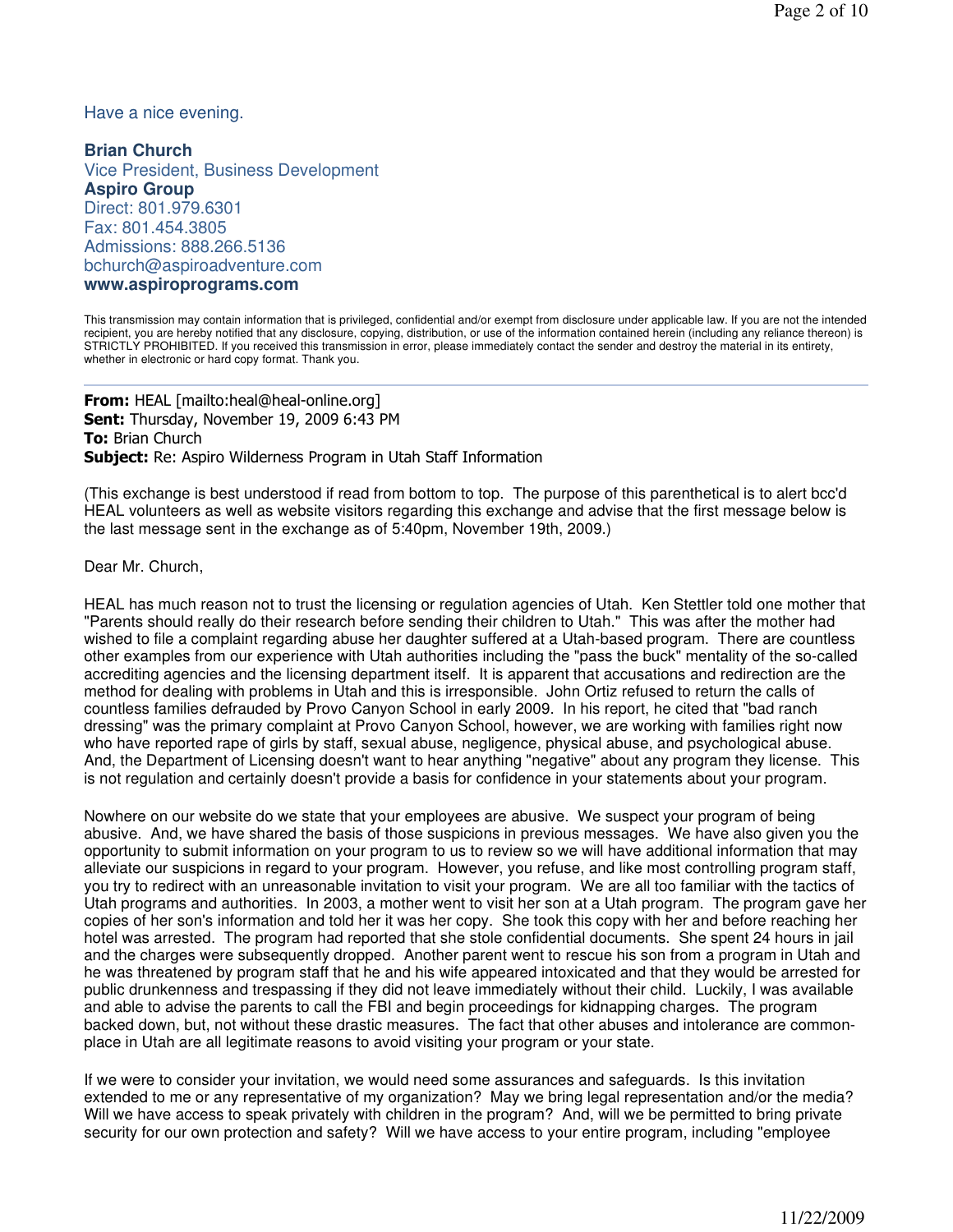Have a nice evening.

**Brian Church**
Vice President, Business Development
**Aspiro Group**
Direct: 801.979.6301
Fax: 801.454.3805
Admissions: 888.266.5136
bchurch@aspiroadventure.com
**www.aspiroprograms.com**

This transmission may contain information that is privileged, confidential and/or exempt from disclosure under applicable law. If you are not the intended recipient, you are hereby notified that any disclosure, copying, distribution, or use of the information contained herein (including any reliance thereon) is STRICTLY PROHIBITED. If you received this transmission in error, please immediately contact the sender and destroy the material in its entirety, whether in electronic or hard copy format. Thank you.

---

**From:** HEAL [mailto:heal@heal-online.org]
**Sent:** Thursday, November 19, 2009 6:43 PM
**To:** Brian Church
**Subject:** Re: Aspiro Wilderness Program in Utah Staff Information

(This exchange is best understood if read from bottom to top. The purpose of this parenthetical is to alert bcc'd HEAL volunteers as well as website visitors regarding this exchange and advise that the first message below is the last message sent in the exchange as of 5:40pm, November 19th, 2009.)

Dear Mr. Church,

HEAL has much reason not to trust the licensing or regulation agencies of Utah. Ken Stettler told one mother that "Parents should really do their research before sending their children to Utah." This was after the mother had wished to file a complaint regarding abuse her daughter suffered at a Utah-based program. There are countless other examples from our experience with Utah authorities including the "pass the buck" mentality of the so-called accrediting agencies and the licensing department itself. It is apparent that accusations and redirection are the method for dealing with problems in Utah and this is irresponsible. John Ortiz refused to return the calls of countless families defrauded by Provo Canyon School in early 2009. In his report, he cited that "bad ranch dressing" was the primary complaint at Provo Canyon School, however, we are working with families right now who have reported rape of girls by staff, sexual abuse, negligence, physical abuse, and psychological abuse. And, the Department of Licensing doesn't want to hear anything "negative" about any program they license. This is not regulation and certainly doesn't provide a basis for confidence in your statements about your program.

Nowhere on our website do we state that your employees are abusive. We suspect your program of being abusive. And, we have shared the basis of those suspicions in previous messages. We have also given you the opportunity to submit information on your program to us to review so we will have additional information that may alleviate our suspicions in regard to your program. However, you refuse, and like most controlling program staff, you try to redirect with an unreasonable invitation to visit your program. We are all too familiar with the tactics of Utah programs and authorities. In 2003, a mother went to visit her son at a Utah program. The program gave her copies of her son's information and told her it was her copy. She took this copy with her and before reaching her hotel was arrested. The program had reported that she stole confidential documents. She spent 24 hours in jail and the charges were subsequently dropped. Another parent went to rescue his son from a program in Utah and he was threatened by program staff that he and his wife appeared intoxicated and that they would be arrested for public drunkenness and trespassing if they did not leave immediately without their child. Luckily, I was available and able to advise the parents to call the FBI and begin proceedings for kidnapping charges. The program backed down, but, not without these drastic measures. The fact that other abuses and intolerance are common-place in Utah are all legitimate reasons to avoid visiting your program or your state.

If we were to consider your invitation, we would need some assurances and safeguards. Is this invitation extended to me or any representative of my organization? May we bring legal representation and/or the media? Will we have access to speak privately with children in the program? And, will we be permitted to bring private security for our own protection and safety? Will we have access to your entire program, including "employee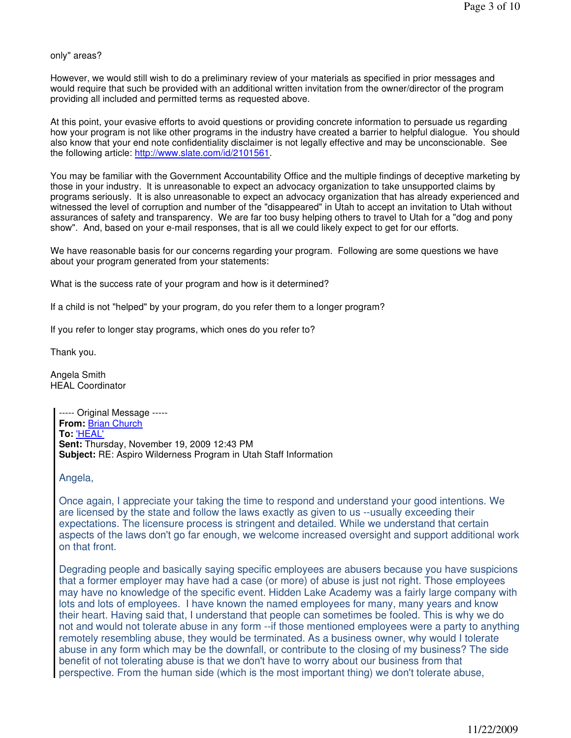only" areas?

However, we would still wish to do a preliminary review of your materials as specified in prior messages and would require that such be provided with an additional written invitation from the owner/director of the program providing all included and permitted terms as requested above.

At this point, your evasive efforts to avoid questions or providing concrete information to persuade us regarding how your program is not like other programs in the industry have created a barrier to helpful dialogue. You should also know that your end note confidentiality disclaimer is not legally effective and may be unconscionable. See the following article: http://www.slate.com/id/2101561.

You may be familiar with the Government Accountability Office and the multiple findings of deceptive marketing by those in your industry. It is unreasonable to expect an advocacy organization to take unsupported claims by programs seriously. It is also unreasonable to expect an advocacy organization that has already experienced and witnessed the level of corruption and number of the "disappeared" in Utah to accept an invitation to Utah without assurances of safety and transparency. We are far too busy helping others to travel to Utah for a "dog and pony show". And, based on your e-mail responses, that is all we could likely expect to get for our efforts.

We have reasonable basis for our concerns regarding your program. Following are some questions we have about your program generated from your statements:

What is the success rate of your program and how is it determined?

If a child is not "helped" by your program, do you refer them to a longer program?

If you refer to longer stay programs, which ones do you refer to?

Thank you.

Angela Smith
HEAL Coordinator

> ----- Original Message -----
> **From:** Brian Church
> **To:** 'HEAL'
> **Sent:** Thursday, November 19, 2009 12:43 PM
> **Subject:** RE: Aspiro Wilderness Program in Utah Staff Information
>
> Angela,
>
> Once again, I appreciate your taking the time to respond and understand your good intentions. We are licensed by the state and follow the laws exactly as given to us --usually exceeding their expectations. The licensure process is stringent and detailed. While we understand that certain aspects of the laws don't go far enough, we welcome increased oversight and support additional work on that front.
>
> Degrading people and basically saying specific employees are abusers because you have suspicions that a former employer may have had a case (or more) of abuse is just not right. Those employees may have no knowledge of the specific event. Hidden Lake Academy was a fairly large company with lots and lots of employees. I have known the named employees for many, many years and know their heart. Having said that, I understand that people can sometimes be fooled. This is why we do not and would not tolerate abuse in any form --if those mentioned employees were a party to anything remotely resembling abuse, they would be terminated. As a business owner, why would I tolerate abuse in any form which may be the downfall, or contribute to the closing of my business? The side benefit of not tolerating abuse is that we don't have to worry about our business from that perspective. From the human side (which is the most important thing) we don't tolerate abuse,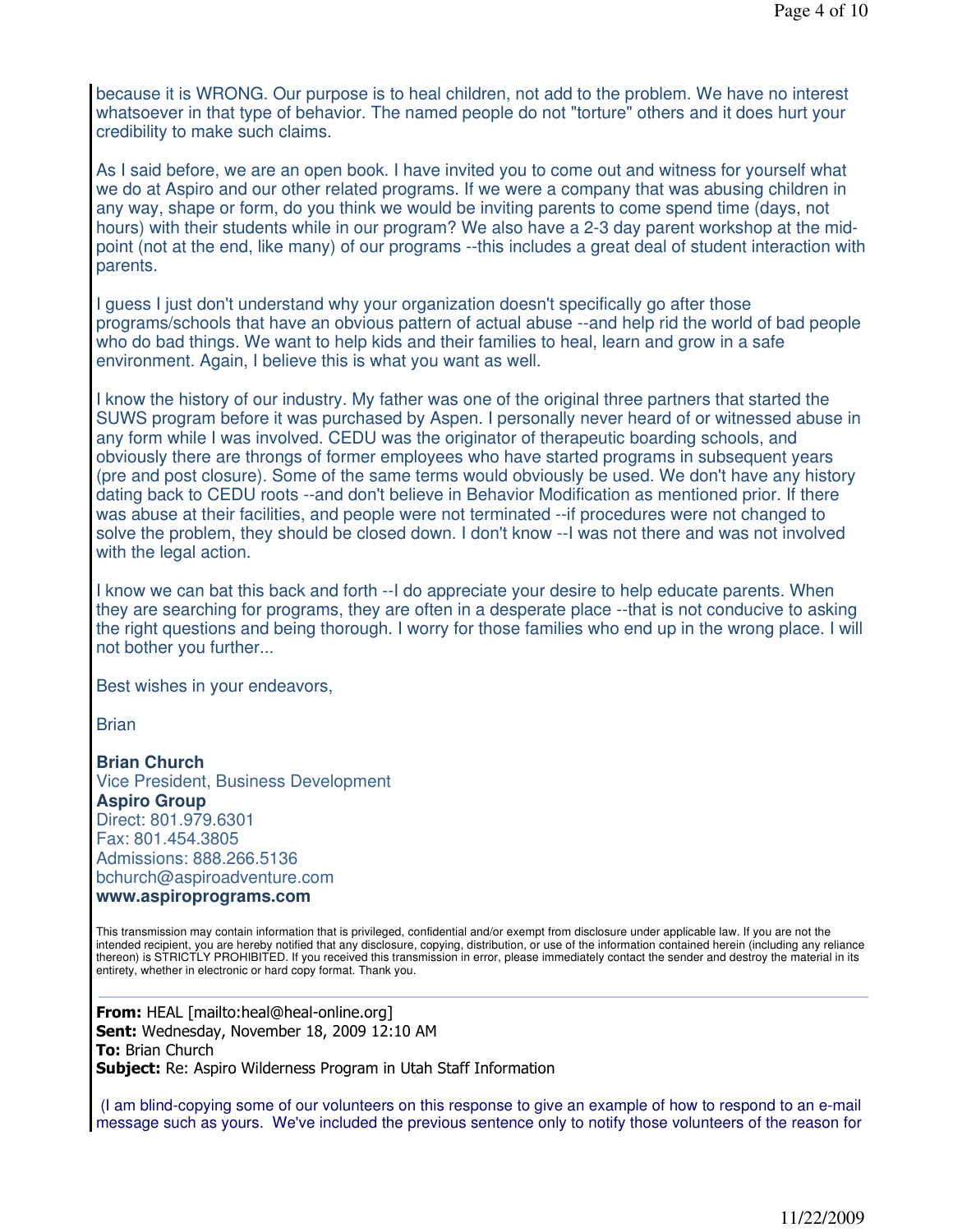because it is WRONG. Our purpose is to heal children, not add to the problem. We have no interest whatsoever in that type of behavior. The named people do not "torture" others and it does hurt your credibility to make such claims.

As I said before, we are an open book. I have invited you to come out and witness for yourself what we do at Aspiro and our other related programs. If we were a company that was abusing children in any way, shape or form, do you think we would be inviting parents to come spend time (days, not hours) with their students while in our program? We also have a 2-3 day parent workshop at the mid-point (not at the end, like many) of our programs --this includes a great deal of student interaction with parents.

I guess I just don't understand why your organization doesn't specifically go after those programs/schools that have an obvious pattern of actual abuse --and help rid the world of bad people who do bad things. We want to help kids and their families to heal, learn and grow in a safe environment. Again, I believe this is what you want as well.

I know the history of our industry. My father was one of the original three partners that started the SUWS program before it was purchased by Aspen. I personally never heard of or witnessed abuse in any form while I was involved. CEDU was the originator of therapeutic boarding schools, and obviously there are throngs of former employees who have started programs in subsequent years (pre and post closure). Some of the same terms would obviously be used. We don't have any history dating back to CEDU roots --and don't believe in Behavior Modification as mentioned prior. If there was abuse at their facilities, and people were not terminated --if procedures were not changed to solve the problem, they should be closed down. I don't know --I was not there and was not involved with the legal action.

I know we can bat this back and forth --I do appreciate your desire to help educate parents. When they are searching for programs, they are often in a desperate place --that is not conducive to asking the right questions and being thorough. I worry for those families who end up in the wrong place. I will not bother you further...

Best wishes in your endeavors,

Brian

**Brian Church**
Vice President, Business Development
**Aspiro Group**
Direct: 801.979.6301
Fax: 801.454.3805
Admissions: 888.266.5136
bchurch@aspiroadventure.com
**www.aspiroprograms.com**

This transmission may contain information that is privileged, confidential and/or exempt from disclosure under applicable law. If you are not the intended recipient, you are hereby notified that any disclosure, copying, distribution, or use of the information contained herein (including any reliance thereon) is STRICTLY PROHIBITED. If you received this transmission in error, please immediately contact the sender and destroy the material in its entirety, whether in electronic or hard copy format. Thank you.

---

**From:** HEAL [mailto:heal@heal-online.org]
**Sent:** Wednesday, November 18, 2009 12:10 AM
**To:** Brian Church
**Subject:** Re: Aspiro Wilderness Program in Utah Staff Information

(I am blind-copying some of our volunteers on this response to give an example of how to respond to an e-mail message such as yours. We've included the previous sentence only to notify those volunteers of the reason for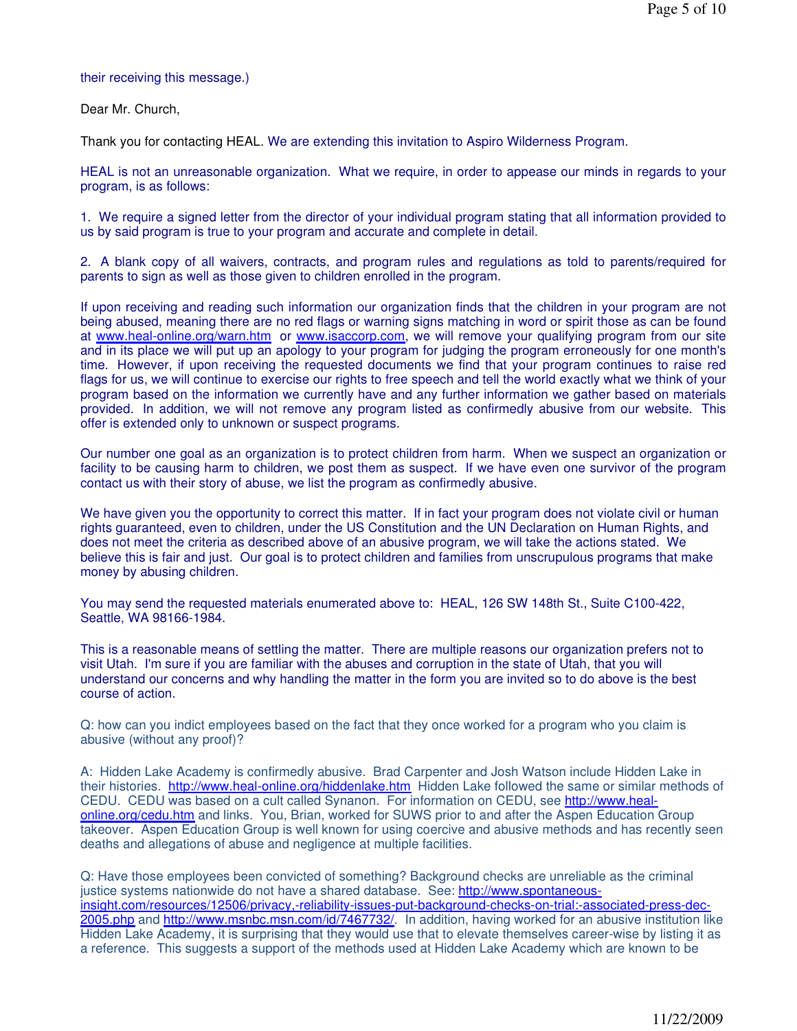their receiving this message.)

Dear Mr. Church,

Thank you for contacting HEAL. We are extending this invitation to Aspiro Wilderness Program.

HEAL is not an unreasonable organization. What we require, in order to appease our minds in regards to your program, is as follows:

1. We require a signed letter from the director of your individual program stating that all information provided to us by said program is true to your program and accurate and complete in detail.

2. A blank copy of all waivers, contracts, and program rules and regulations as told to parents/required for parents to sign as well as those given to children enrolled in the program.

If upon receiving and reading such information our organization finds that the children in your program are not being abused, meaning there are no red flags or warning signs matching in word or spirit those as can be found at www.heal-online.org/warn.htm or www.isaccorp.com, we will remove your qualifying program from our site and in its place we will put up an apology to your program for judging the program erroneously for one month's time. However, if upon receiving the requested documents we find that your program continues to raise red flags for us, we will continue to exercise our rights to free speech and tell the world exactly what we think of your program based on the information we currently have and any further information we gather based on materials provided. In addition, we will not remove any program listed as confirmedly abusive from our website. This offer is extended only to unknown or suspect programs.

Our number one goal as an organization is to protect children from harm. When we suspect an organization or facility to be causing harm to children, we post them as suspect. If we have even one survivor of the program contact us with their story of abuse, we list the program as confirmedly abusive.

We have given you the opportunity to correct this matter. If in fact your program does not violate civil or human rights guaranteed, even to children, under the US Constitution and the UN Declaration on Human Rights, and does not meet the criteria as described above of an abusive program, we will take the actions stated. We believe this is fair and just. Our goal is to protect children and families from unscrupulous programs that make money by abusing children.

You may send the requested materials enumerated above to: HEAL, 126 SW 148th St., Suite C100-422, Seattle, WA 98166-1984.

This is a reasonable means of settling the matter. There are multiple reasons our organization prefers not to visit Utah. I'm sure if you are familiar with the abuses and corruption in the state of Utah, that you will understand our concerns and why handling the matter in the form you are invited so to do above is the best course of action.

Q: how can you indict employees based on the fact that they once worked for a program who you claim is abusive (without any proof)?

A: Hidden Lake Academy is confirmedly abusive. Brad Carpenter and Josh Watson include Hidden Lake in their histories. http://www.heal-online.org/hiddenlake.htm Hidden Lake followed the same or similar methods of CEDU. CEDU was based on a cult called Synanon. For information on CEDU, see http://www.heal-online.org/cedu.htm and links. You, Brian, worked for SUWS prior to and after the Aspen Education Group takeover. Aspen Education Group is well known for using coercive and abusive methods and has recently seen deaths and allegations of abuse and negligence at multiple facilities.

Q: Have those employees been convicted of something? Background checks are unreliable as the criminal justice systems nationwide do not have a shared database. See: http://www.spontaneous-insight.com/resources/12506/privacy,-reliability-issues-put-background-checks-on-trial:-associated-press-dec-2005.php and http://www.msnbc.msn.com/id/7467732/. In addition, having worked for an abusive institution like Hidden Lake Academy, it is surprising that they would use that to elevate themselves career-wise by listing it as a reference. This suggests a support of the methods used at Hidden Lake Academy which are known to be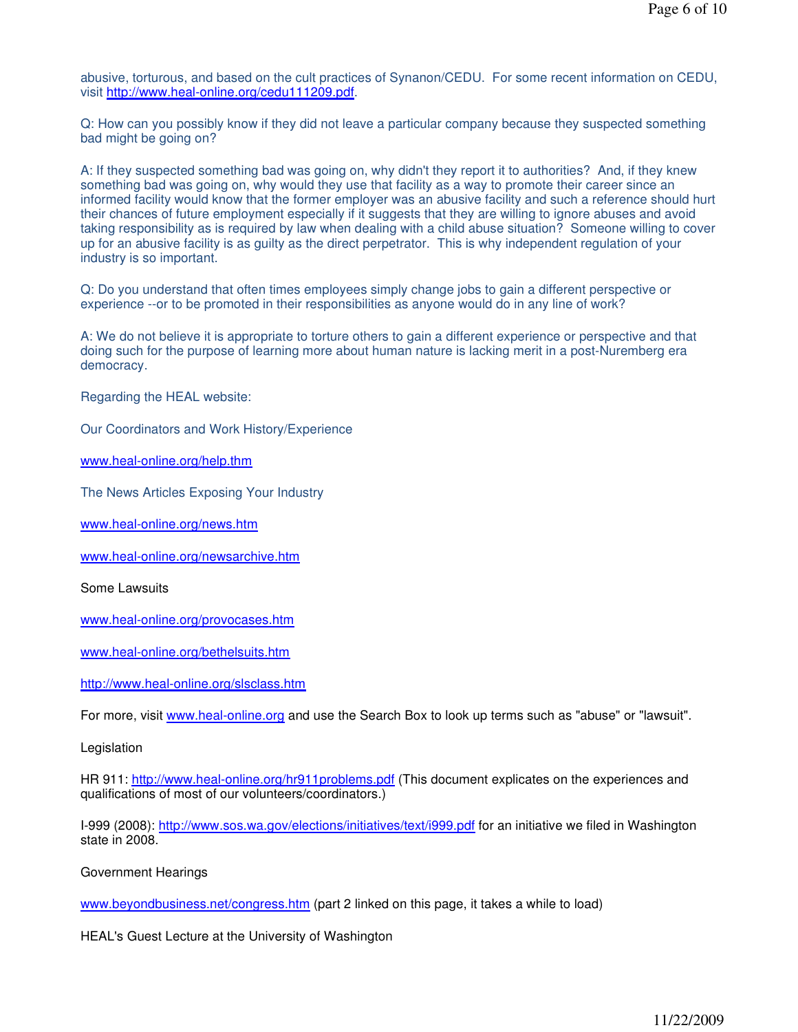abusive, torturous, and based on the cult practices of Synanon/CEDU. For some recent information on CEDU, visit http://www.heal-online.org/cedu111209.pdf.

Q: How can you possibly know if they did not leave a particular company because they suspected something bad might be going on?

A: If they suspected something bad was going on, why didn't they report it to authorities? And, if they knew something bad was going on, why would they use that facility as a way to promote their career since an informed facility would know that the former employer was an abusive facility and such a reference should hurt their chances of future employment especially if it suggests that they are willing to ignore abuses and avoid taking responsibility as is required by law when dealing with a child abuse situation? Someone willing to cover up for an abusive facility is as guilty as the direct perpetrator. This is why independent regulation of your industry is so important.

Q: Do you understand that often times employees simply change jobs to gain a different perspective or experience --or to be promoted in their responsibilities as anyone would do in any line of work?

A: We do not believe it is appropriate to torture others to gain a different experience or perspective and that doing such for the purpose of learning more about human nature is lacking merit in a post-Nuremberg era democracy.

Regarding the HEAL website:

Our Coordinators and Work History/Experience

www.heal-online.org/help.thm

The News Articles Exposing Your Industry

www.heal-online.org/news.htm

www.heal-online.org/newsarchive.htm

Some Lawsuits

www.heal-online.org/provocases.htm

www.heal-online.org/bethelsuits.htm

http://www.heal-online.org/slsclass.htm

For more, visit www.heal-online.org and use the Search Box to look up terms such as "abuse" or "lawsuit".

Legislation

HR 911: http://www.heal-online.org/hr911problems.pdf (This document explicates on the experiences and qualifications of most of our volunteers/coordinators.)

I-999 (2008): http://www.sos.wa.gov/elections/initiatives/text/i999.pdf for an initiative we filed in Washington state in 2008.

Government Hearings

www.beyondbusiness.net/congress.htm (part 2 linked on this page, it takes a while to load)

HEAL's Guest Lecture at the University of Washington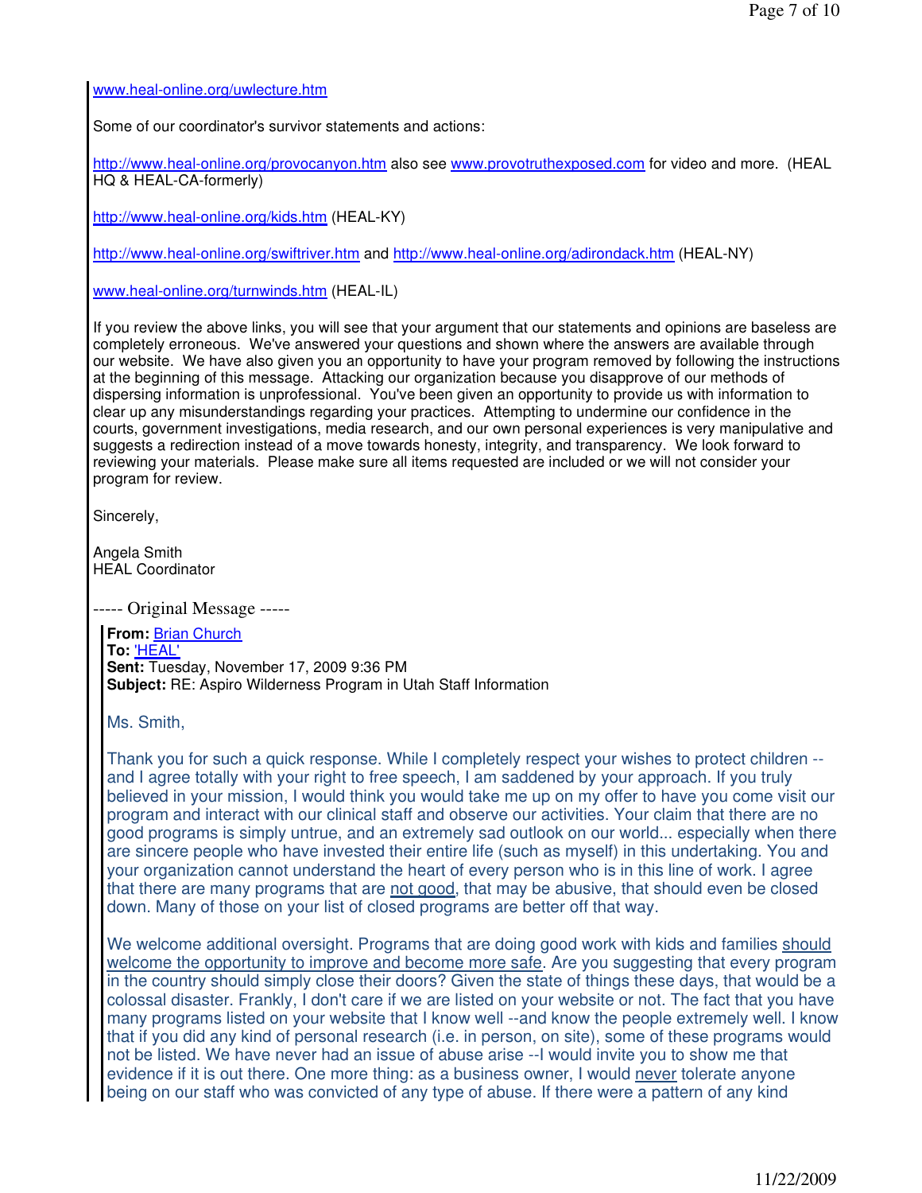www.heal-online.org/uwlecture.htm

Some of our coordinator's survivor statements and actions:

http://www.heal-online.org/provocanyon.htm also see www.provotruthexposed.com for video and more. (HEAL HQ & HEAL-CA-formerly)

http://www.heal-online.org/kids.htm (HEAL-KY)

http://www.heal-online.org/swiftriver.htm and http://www.heal-online.org/adirondack.htm (HEAL-NY)

www.heal-online.org/turnwinds.htm (HEAL-IL)

If you review the above links, you will see that your argument that our statements and opinions are baseless are completely erroneous. We've answered your questions and shown where the answers are available through our website. We have also given you an opportunity to have your program removed by following the instructions at the beginning of this message. Attacking our organization because you disapprove of our methods of dispersing information is unprofessional. You've been given an opportunity to provide us with information to clear up any misunderstandings regarding your practices. Attempting to undermine our confidence in the courts, government investigations, media research, and our own personal experiences is very manipulative and suggests a redirection instead of a move towards honesty, integrity, and transparency. We look forward to reviewing your materials. Please make sure all items requested are included or we will not consider your program for review.

Sincerely,

Angela Smith
HEAL Coordinator

----- Original Message -----

> **From:** Brian Church
> **To:** 'HEAL'
> **Sent:** Tuesday, November 17, 2009 9:36 PM
> **Subject:** RE: Aspiro Wilderness Program in Utah Staff Information
>
> Ms. Smith,
>
> Thank you for such a quick response. While I completely respect your wishes to protect children -- and I agree totally with your right to free speech, I am saddened by your approach. If you truly believed in your mission, I would think you would take me up on my offer to have you come visit our program and interact with our clinical staff and observe our activities. Your claim that there are no good programs is simply untrue, and an extremely sad outlook on our world... especially when there are sincere people who have invested their entire life (such as myself) in this undertaking. You and your organization cannot understand the heart of every person who is in this line of work. I agree that there are many programs that are not good, that may be abusive, that should even be closed down. Many of those on your list of closed programs are better off that way.
>
> We welcome additional oversight. Programs that are doing good work with kids and families should welcome the opportunity to improve and become more safe. Are you suggesting that every program in the country should simply close their doors? Given the state of things these days, that would be a colossal disaster. Frankly, I don't care if we are listed on your website or not. The fact that you have many programs listed on your website that I know well --and know the people extremely well. I know that if you did any kind of personal research (i.e. in person, on site), some of these programs would not be listed. We have never had an issue of abuse arise --I would invite you to show me that evidence if it is out there. One more thing: as a business owner, I would never tolerate anyone being on our staff who was convicted of any type of abuse. If there were a pattern of any kind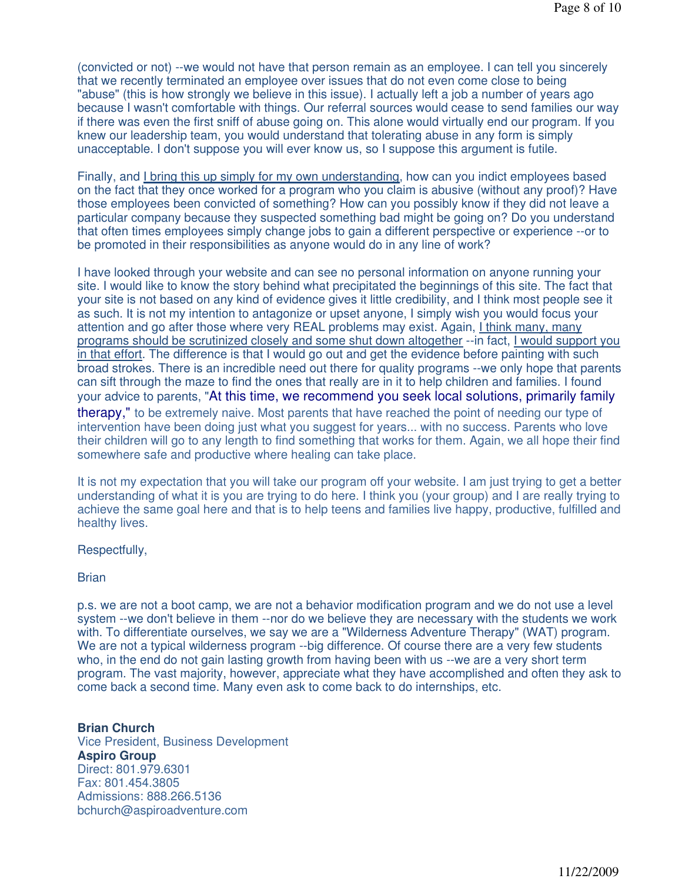(convicted or not) --we would not have that person remain as an employee. I can tell you sincerely that we recently terminated an employee over issues that do not even come close to being "abuse" (this is how strongly we believe in this issue). I actually left a job a number of years ago because I wasn't comfortable with things. Our referral sources would cease to send families our way if there was even the first sniff of abuse going on. This alone would virtually end our program. If you knew our leadership team, you would understand that tolerating abuse in any form is simply unacceptable. I don't suppose you will ever know us, so I suppose this argument is futile.

Finally, and I bring this up simply for my own understanding, how can you indict employees based on the fact that they once worked for a program who you claim is abusive (without any proof)? Have those employees been convicted of something? How can you possibly know if they did not leave a particular company because they suspected something bad might be going on? Do you understand that often times employees simply change jobs to gain a different perspective or experience --or to be promoted in their responsibilities as anyone would do in any line of work?

I have looked through your website and can see no personal information on anyone running your site. I would like to know the story behind what precipitated the beginnings of this site. The fact that your site is not based on any kind of evidence gives it little credibility, and I think most people see it as such. It is not my intention to antagonize or upset anyone, I simply wish you would focus your attention and go after those where very REAL problems may exist. Again, I think many, many programs should be scrutinized closely and some shut down altogether --in fact, I would support you in that effort. The difference is that I would go out and get the evidence before painting with such broad strokes. There is an incredible need out there for quality programs --we only hope that parents can sift through the maze to find the ones that really are in it to help children and families. I found your advice to parents, "At this time, we recommend you seek local solutions, primarily family therapy," to be extremely naive. Most parents that have reached the point of needing our type of intervention have been doing just what you suggest for years... with no success. Parents who love their children will go to any length to find something that works for them. Again, we all hope their find somewhere safe and productive where healing can take place.

It is not my expectation that you will take our program off your website. I am just trying to get a better understanding of what it is you are trying to do here. I think you (your group) and I are really trying to achieve the same goal here and that is to help teens and families live happy, productive, fulfilled and healthy lives.

Respectfully,

Brian

p.s. we are not a boot camp, we are not a behavior modification program and we do not use a level system --we don't believe in them --nor do we believe they are necessary with the students we work with. To differentiate ourselves, we say we are a "Wilderness Adventure Therapy" (WAT) program. We are not a typical wilderness program --big difference. Of course there are a very few students who, in the end do not gain lasting growth from having been with us --we are a very short term program. The vast majority, however, appreciate what they have accomplished and often they ask to come back a second time. Many even ask to come back to do internships, etc.

**Brian Church**
Vice President, Business Development
**Aspiro Group**
Direct: 801.979.6301
Fax: 801.454.3805
Admissions: 888.266.5136
bchurch@aspiroadventure.com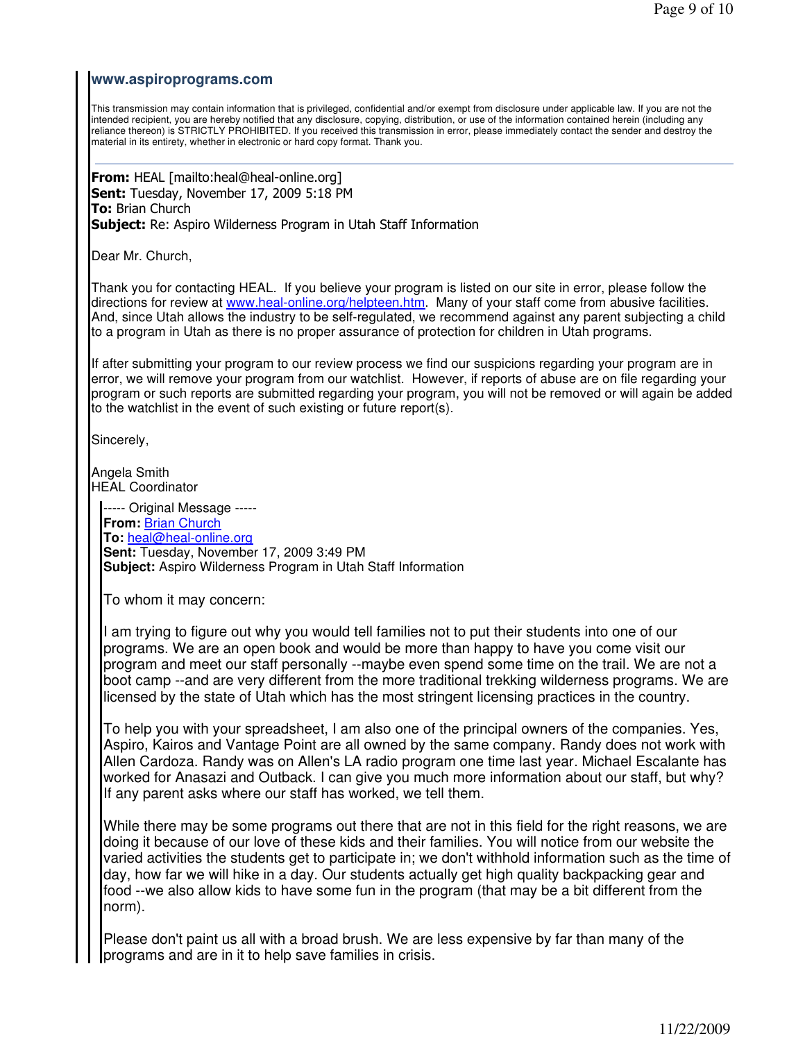**www.aspiroprograms.com**

This transmission may contain information that is privileged, confidential and/or exempt from disclosure under applicable law. If you are not the intended recipient, you are hereby notified that any disclosure, copying, distribution, or use of the information contained herein (including any reliance thereon) is STRICTLY PROHIBITED. If you received this transmission in error, please immediately contact the sender and destroy the material in its entirety, whether in electronic or hard copy format. Thank you.

---

**From:** HEAL [mailto:heal@heal-online.org]
**Sent:** Tuesday, November 17, 2009 5:18 PM
**To:** Brian Church
**Subject:** Re: Aspiro Wilderness Program in Utah Staff Information

Dear Mr. Church,

Thank you for contacting HEAL. If you believe your program is listed on our site in error, please follow the directions for review at www.heal-online.org/helpteen.htm. Many of your staff come from abusive facilities. And, since Utah allows the industry to be self-regulated, we recommend against any parent subjecting a child to a program in Utah as there is no proper assurance of protection for children in Utah programs.

If after submitting your program to our review process we find our suspicions regarding your program are in error, we will remove your program from our watchlist. However, if reports of abuse are on file regarding your program or such reports are submitted regarding your program, you will not be removed or will again be added to the watchlist in the event of such existing or future report(s).

Sincerely,

Angela Smith
HEAL Coordinator

> ----- Original Message -----
> **From:** Brian Church
> **To:** heal@heal-online.org
> **Sent:** Tuesday, November 17, 2009 3:49 PM
> **Subject:** Aspiro Wilderness Program in Utah Staff Information
>
> To whom it may concern:
>
> I am trying to figure out why you would tell families not to put their students into one of our programs. We are an open book and would be more than happy to have you come visit our program and meet our staff personally --maybe even spend some time on the trail. We are not a boot camp --and are very different from the more traditional trekking wilderness programs. We are licensed by the state of Utah which has the most stringent licensing practices in the country.
>
> To help you with your spreadsheet, I am also one of the principal owners of the companies. Yes, Aspiro, Kairos and Vantage Point are all owned by the same company. Randy does not work with Allen Cardoza. Randy was on Allen's LA radio program one time last year. Michael Escalante has worked for Anasazi and Outback. I can give you much more information about our staff, but why? If any parent asks where our staff has worked, we tell them.
>
> While there may be some programs out there that are not in this field for the right reasons, we are doing it because of our love of these kids and their families. You will notice from our website the varied activities the students get to participate in; we don't withhold information such as the time of day, how far we will hike in a day. Our students actually get high quality backpacking gear and food --we also allow kids to have some fun in the program (that may be a bit different from the norm).
>
> Please don't paint us all with a broad brush. We are less expensive by far than many of the programs and are in it to help save families in crisis.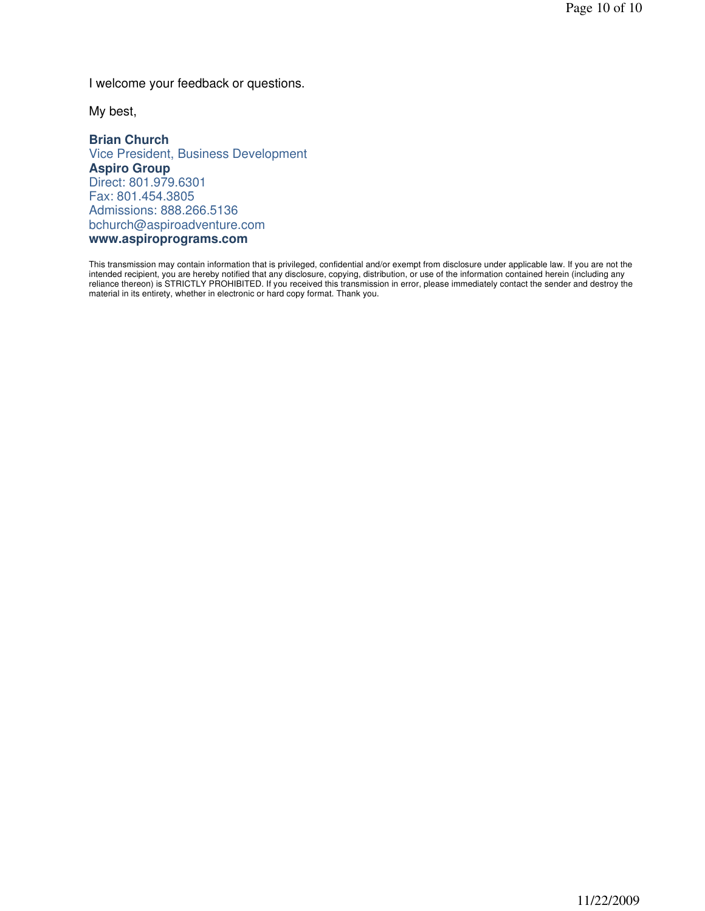I welcome your feedback or questions.

My best,

**Brian Church**
Vice President, Business Development
**Aspiro Group**
Direct: 801.979.6301
Fax: 801.454.3805
Admissions: 888.266.5136
bchurch@aspiroadventure.com
**www.aspiroprograms.com**

This transmission may contain information that is privileged, confidential and/or exempt from disclosure under applicable law. If you are not the intended recipient, you are hereby notified that any disclosure, copying, distribution, or use of the information contained herein (including any reliance thereon) is STRICTLY PROHIBITED. If you received this transmission in error, please immediately contact the sender and destroy the material in its entirety, whether in electronic or hard copy format. Thank you.